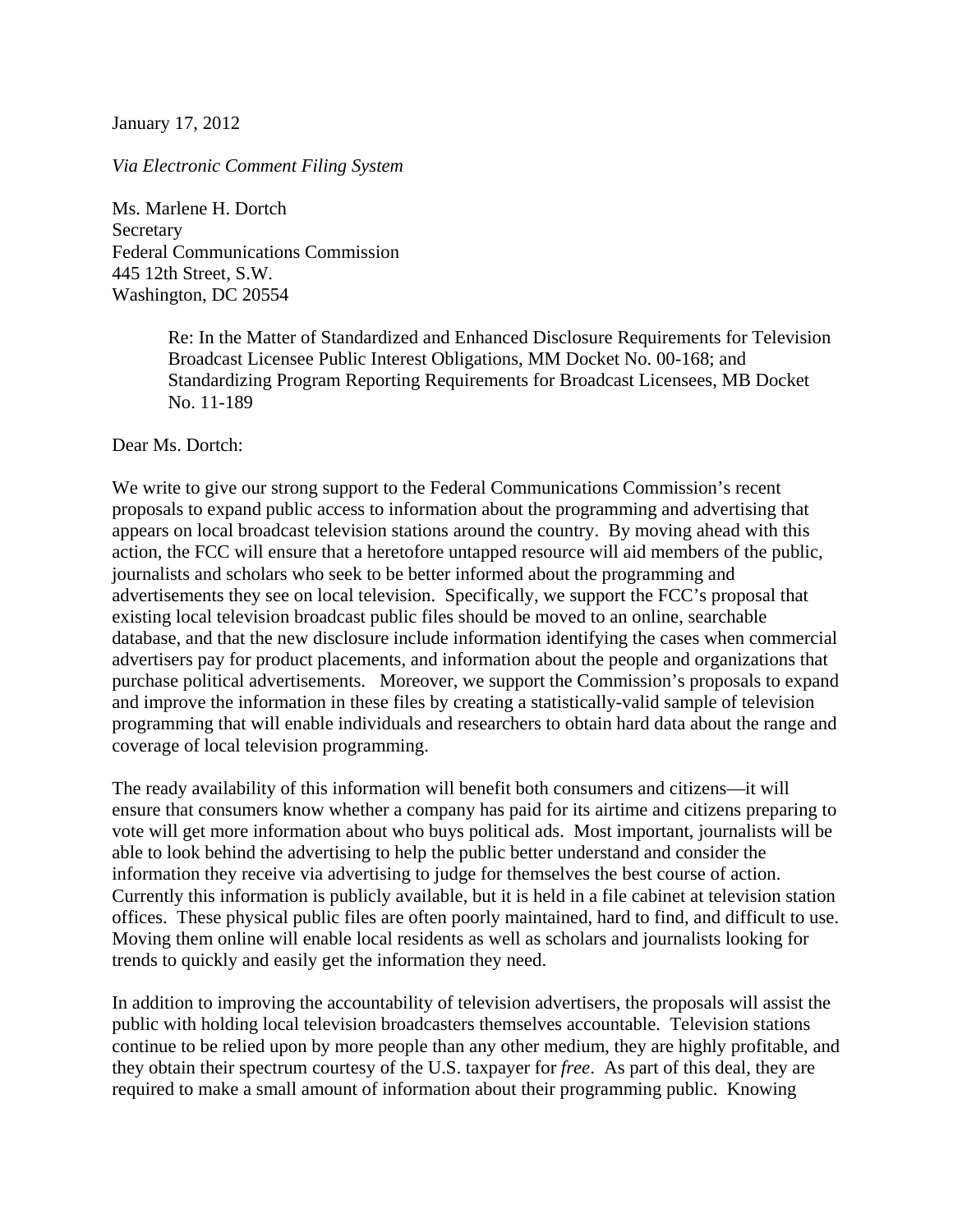January 17, 2012

*Via Electronic Comment Filing System*

Ms. Marlene H. Dortch
Secretary
Federal Communications Commission
445 12th Street, S.W.
Washington, DC 20554

> Re: In the Matter of Standardized and Enhanced Disclosure Requirements for Television Broadcast Licensee Public Interest Obligations, MM Docket No. 00-168; and Standardizing Program Reporting Requirements for Broadcast Licensees, MB Docket No. 11-189

Dear Ms. Dortch:

We write to give our strong support to the Federal Communications Commission's recent proposals to expand public access to information about the programming and advertising that appears on local broadcast television stations around the country. By moving ahead with this action, the FCC will ensure that a heretofore untapped resource will aid members of the public, journalists and scholars who seek to be better informed about the programming and advertisements they see on local television. Specifically, we support the FCC's proposal that existing local television broadcast public files should be moved to an online, searchable database, and that the new disclosure include information identifying the cases when commercial advertisers pay for product placements, and information about the people and organizations that purchase political advertisements. Moreover, we support the Commission's proposals to expand and improve the information in these files by creating a statistically-valid sample of television programming that will enable individuals and researchers to obtain hard data about the range and coverage of local television programming.

The ready availability of this information will benefit both consumers and citizens—it will ensure that consumers know whether a company has paid for its airtime and citizens preparing to vote will get more information about who buys political ads. Most important, journalists will be able to look behind the advertising to help the public better understand and consider the information they receive via advertising to judge for themselves the best course of action. Currently this information is publicly available, but it is held in a file cabinet at television station offices. These physical public files are often poorly maintained, hard to find, and difficult to use. Moving them online will enable local residents as well as scholars and journalists looking for trends to quickly and easily get the information they need.

In addition to improving the accountability of television advertisers, the proposals will assist the public with holding local television broadcasters themselves accountable. Television stations continue to be relied upon by more people than any other medium, they are highly profitable, and they obtain their spectrum courtesy of the U.S. taxpayer for *free*. As part of this deal, they are required to make a small amount of information about their programming public. Knowing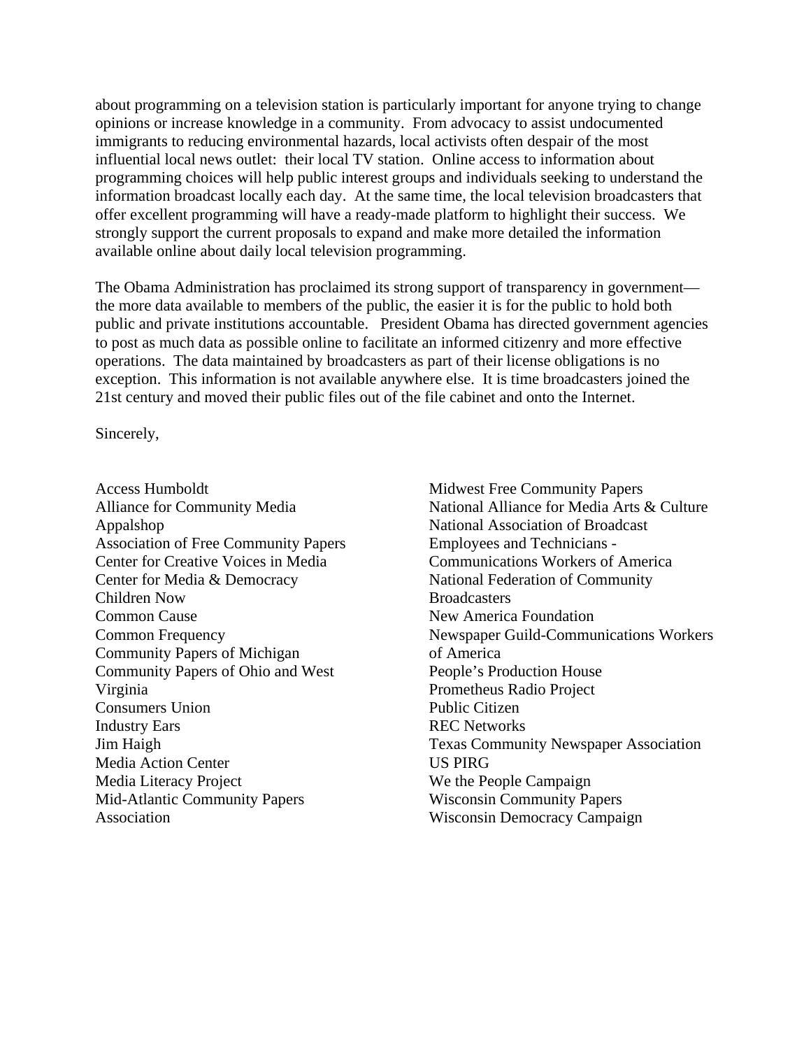about programming on a television station is particularly important for anyone trying to change opinions or increase knowledge in a community. From advocacy to assist undocumented immigrants to reducing environmental hazards, local activists often despair of the most influential local news outlet: their local TV station. Online access to information about programming choices will help public interest groups and individuals seeking to understand the information broadcast locally each day. At the same time, the local television broadcasters that offer excellent programming will have a ready-made platform to highlight their success. We strongly support the current proposals to expand and make more detailed the information available online about daily local television programming.

The Obama Administration has proclaimed its strong support of transparency in government—the more data available to members of the public, the easier it is for the public to hold both public and private institutions accountable. President Obama has directed government agencies to post as much data as possible online to facilitate an informed citizenry and more effective operations. The data maintained by broadcasters as part of their license obligations is no exception. This information is not available anywhere else. It is time broadcasters joined the 21st century and moved their public files out of the file cabinet and onto the Internet.

Sincerely,

Access Humboldt
Alliance for Community Media
Appalshop
Association of Free Community Papers
Center for Creative Voices in Media
Center for Media & Democracy
Children Now
Common Cause
Common Frequency
Community Papers of Michigan
Community Papers of Ohio and West Virginia
Consumers Union
Industry Ears
Jim Haigh
Media Action Center
Media Literacy Project
Mid-Atlantic Community Papers Association
Midwest Free Community Papers
National Alliance for Media Arts & Culture
National Association of Broadcast Employees and Technicians - Communications Workers of America
National Federation of Community Broadcasters
New America Foundation
Newspaper Guild-Communications Workers of America
People's Production House
Prometheus Radio Project
Public Citizen
REC Networks
Texas Community Newspaper Association
US PIRG
We the People Campaign
Wisconsin Community Papers
Wisconsin Democracy Campaign